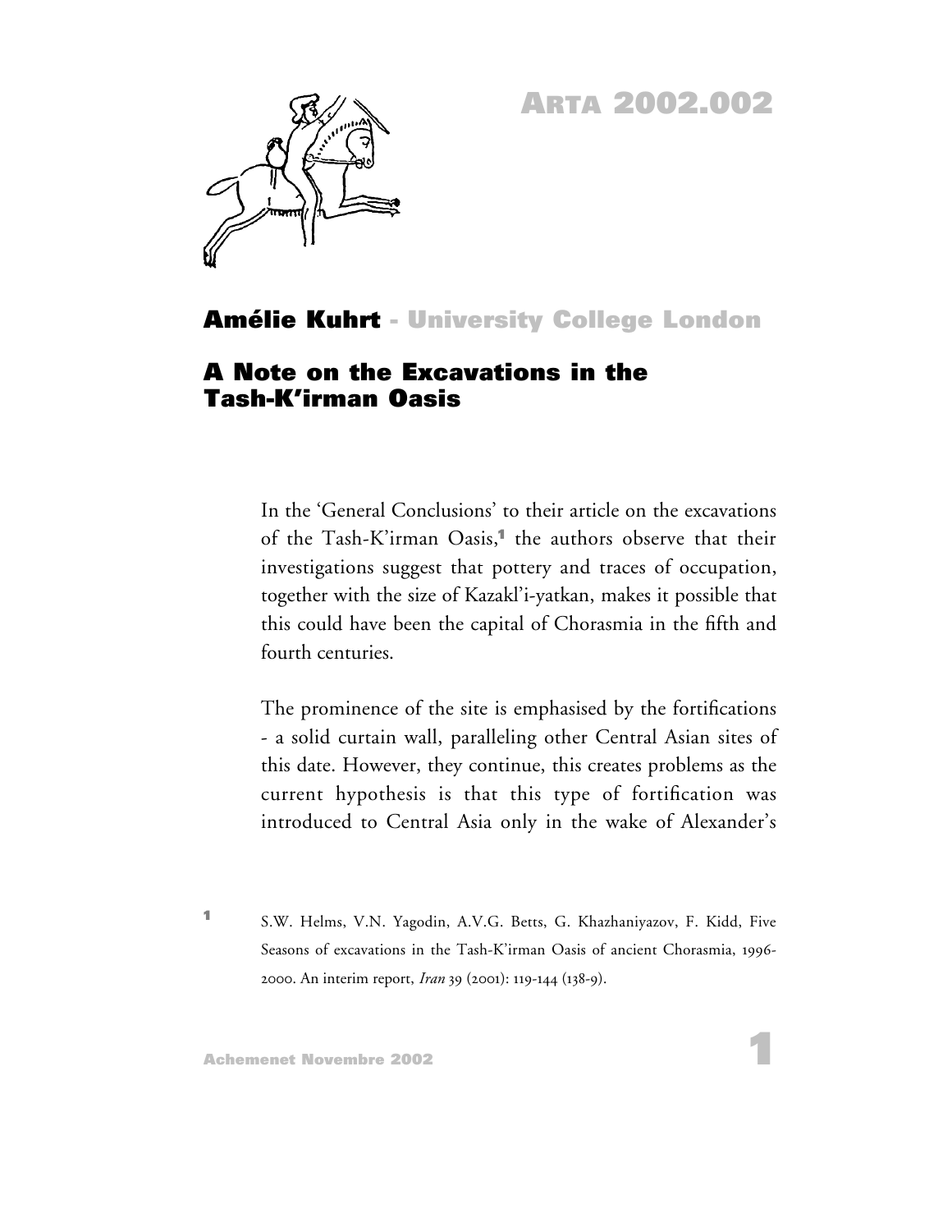# ARTA 2002.002

**Amélie Kuhrt** - University College London

## A Note on the Excavations in the Tash-K'irman Oasis

In the 'General Conclusions' to their article on the excavations of the Tash-K'irman Oasis,[1] the authors observe that their investigations suggest that pottery and traces of occupation, together with the size of Kazakl'i-yatkan, makes it possible that this could have been the capital of Chorasmia in the fifth and fourth centuries.

The prominence of the site is emphasised by the fortifications - a solid curtain wall, paralleling other Central Asian sites of this date. However, they continue, this creates problems as the current hypothesis is that this type of fortification was introduced to Central Asia only in the wake of Alexander's

[1] S.W. Helms, V.N. Yagodin, A.V.G. Betts, G. Khazhaniyazov, F. Kidd, Five Seasons of excavations in the Tash-K'irman Oasis of ancient Chorasmia, 1996-2000. An interim report, *Iran* 39 (2001): 119-144 (138-9).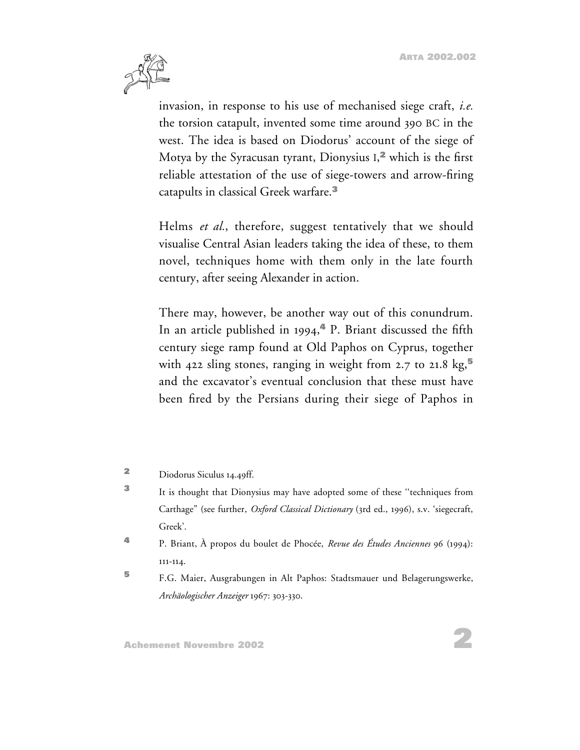invasion, in response to his use of mechanised siege craft, *i.e.* the torsion catapult, invented some time around 390 BC in the west. The idea is based on Diodorus' account of the siege of Motya by the Syracusan tyrant, Dionysius I,[2] which is the first reliable attestation of the use of siege-towers and arrow-firing catapults in classical Greek warfare.[3]

Helms *et al.*, therefore, suggest tentatively that we should visualise Central Asian leaders taking the idea of these, to them novel, techniques home with them only in the late fourth century, after seeing Alexander in action.

There may, however, be another way out of this conundrum. In an article published in 1994,[4] P. Briant discussed the fifth century siege ramp found at Old Paphos on Cyprus, together with 422 sling stones, ranging in weight from 2.7 to 21.8 kg,[5] and the excavator's eventual conclusion that these must have been fired by the Persians during their siege of Paphos in

[2] Diodorus Siculus 14.49ff.

[3] It is thought that Dionysius may have adopted some of these "techniques from Carthage" (see further, *Oxford Classical Dictionary* (3rd ed., 1996), s.v. 'siegecraft, Greek'.

[4] P. Briant, À propos du boulet de Phocée, *Revue des Études Anciennes* 96 (1994): 111-114.

[5] F.G. Maier, Ausgrabungen in Alt Paphos: Stadtsmauer und Belagerungswerke, *Archäologischer Anzeiger* 1967: 303-330.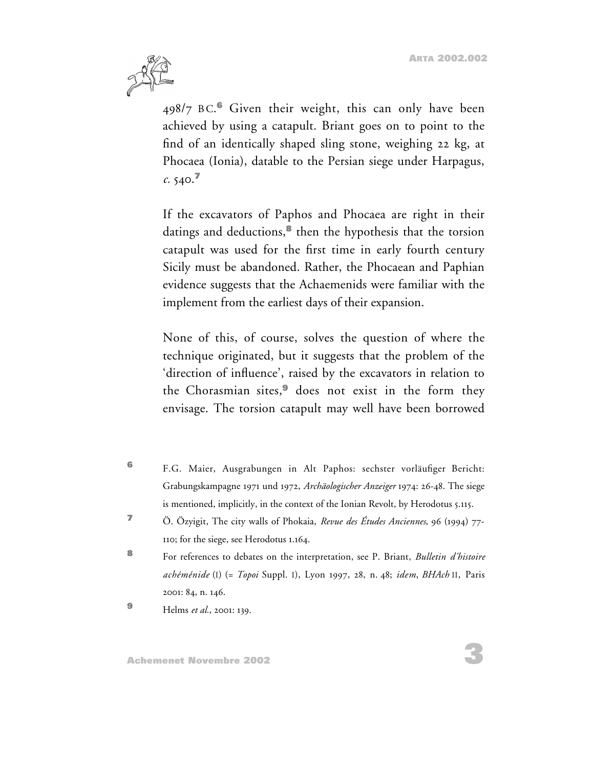498/7 BC.[6] Given their weight, this can only have been achieved by using a catapult. Briant goes on to point to the find of an identically shaped sling stone, weighing 22 kg, at Phocaea (Ionia), datable to the Persian siege under Harpagus, *c.* 540.[7]

If the excavators of Paphos and Phocaea are right in their datings and deductions,[8] then the hypothesis that the torsion catapult was used for the first time in early fourth century Sicily must be abandoned. Rather, the Phocaean and Paphian evidence suggests that the Achaemenids were familiar with the implement from the earliest days of their expansion.

None of this, of course, solves the question of where the technique originated, but it suggests that the problem of the 'direction of influence', raised by the excavators in relation to the Chorasmian sites,[9] does not exist in the form they envisage. The torsion catapult may well have been borrowed

---

[6] F.G. Maier, Ausgrabungen in Alt Paphos: sechster vorläufiger Bericht: Grabungskampagne 1971 und 1972, *Archäologischer Anzeiger* 1974: 26-48. The siege is mentioned, implicitly, in the context of the Ionian Revolt, by Herodotus 5.115.

[7] Ö. Özyigit, The city walls of Phokaia, *Revue des Études Anciennes*, 96 (1994) 77-110; for the siege, see Herodotus 1.164.

[8] For references to debates on the interpretation, see P. Briant, *Bulletin d'histoire achéménide* (I) (= *Topoi* Suppl. I), Lyon 1997, 28, n. 48; *idem*, *BHAch* II, Paris 2001: 84, n. 146.

[9] Helms *et al.*, 2001: 139.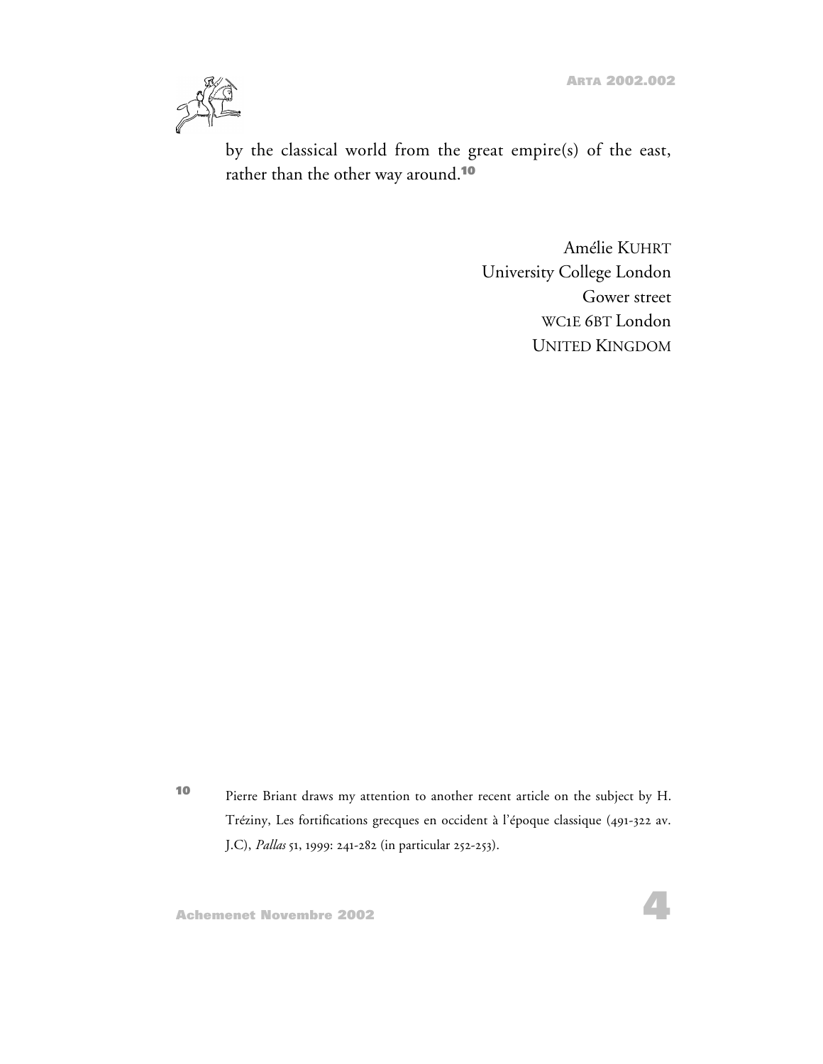by the classical world from the great empire(s) of the east, rather than the other way around.[10]

Amélie KUHRT  
University College London  
Gower street  
WC1E 6BT London  
UNITED KINGDOM

[10] Pierre Briant draws my attention to another recent article on the subject by H. Tréziny, Les fortifications grecques en occident à l'époque classique (491-322 av. J.C), *Pallas* 51, 1999: 241-282 (in particular 252-253).